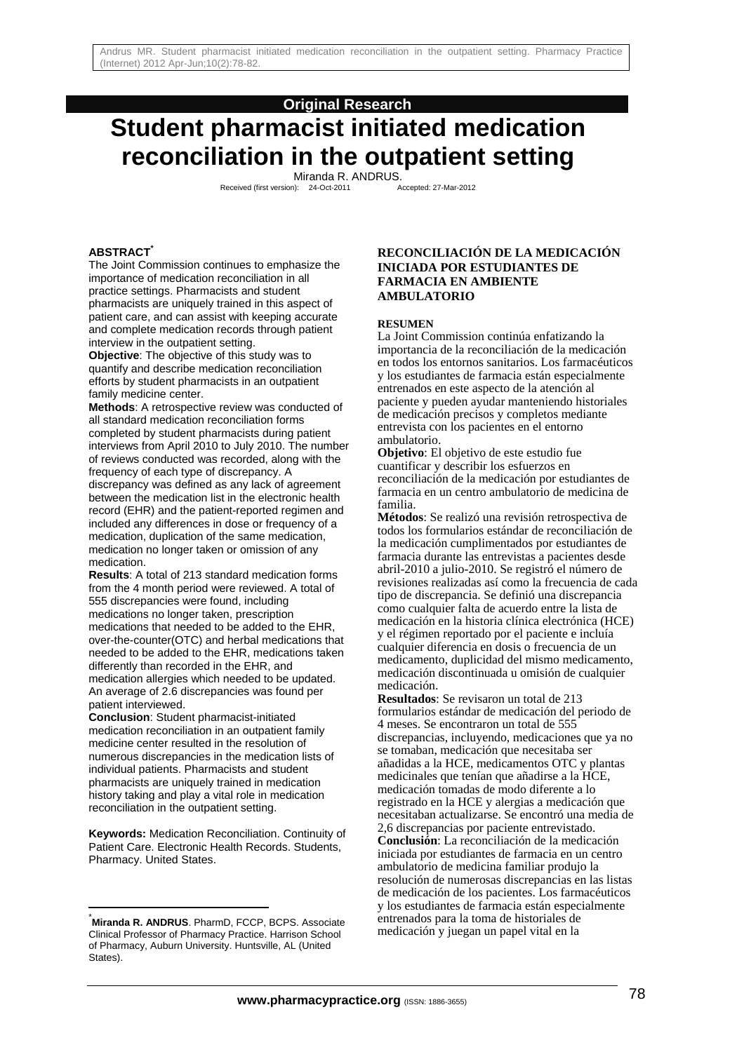**Original Research**

# Student pharmacist initiated medication reconciliation in the outpatient setting

Miranda R. ANDRUS.

Received (first version): 24-Oct-2011 Accepted: 27-Mar-2012

## ABSTRACT[*]

The Joint Commission continues to emphasize the importance of medication reconciliation in all practice settings. Pharmacists and student pharmacists are uniquely trained in this aspect of patient care, and can assist with keeping accurate and complete medication records through patient interview in the outpatient setting.

**Objective**: The objective of this study was to quantify and describe medication reconciliation efforts by student pharmacists in an outpatient family medicine center.

**Methods**: A retrospective review was conducted of all standard medication reconciliation forms completed by student pharmacists during patient interviews from April 2010 to July 2010. The number of reviews conducted was recorded, along with the frequency of each type of discrepancy. A discrepancy was defined as any lack of agreement between the medication list in the electronic health record (EHR) and the patient-reported regimen and included any differences in dose or frequency of a medication, duplication of the same medication, medication no longer taken or omission of any medication.

**Results**: A total of 213 standard medication forms from the 4 month period were reviewed. A total of 555 discrepancies were found, including medications no longer taken, prescription medications that needed to be added to the EHR, over-the-counter(OTC) and herbal medications that needed to be added to the EHR, medications taken differently than recorded in the EHR, and medication allergies which needed to be updated. An average of 2.6 discrepancies was found per patient interviewed.

**Conclusion**: Student pharmacist-initiated medication reconciliation in an outpatient family medicine center resulted in the resolution of numerous discrepancies in the medication lists of individual patients. Pharmacists and student pharmacists are uniquely trained in medication history taking and play a vital role in medication reconciliation in the outpatient setting.

**Keywords:** Medication Reconciliation. Continuity of Patient Care. Electronic Health Records. Students, Pharmacy. United States.

## RECONCILIACIÓN DE LA MEDICACIÓN INICIADA POR ESTUDIANTES DE FARMACIA EN AMBIENTE AMBULATORIO

### RESUMEN

La Joint Commission continúa enfatizando la importancia de la reconciliación de la medicación en todos los entornos sanitarios. Los farmacéuticos y los estudiantes de farmacia están especialmente entrenados en este aspecto de la atención al paciente y pueden ayudar manteniendo historiales de medicación precisos y completos mediante entrevista con los pacientes en el entorno ambulatorio.

**Objetivo**: El objetivo de este estudio fue cuantificar y describir los esfuerzos en reconciliación de la medicación por estudiantes de farmacia en un centro ambulatorio de medicina de familia.

**Métodos**: Se realizó una revisión retrospectiva de todos los formularios estándar de reconciliación de la medicación cumplimentados por estudiantes de farmacia durante las entrevistas a pacientes desde abril-2010 a julio-2010. Se registró el número de revisiones realizadas así como la frecuencia de cada tipo de discrepancia. Se definió una discrepancia como cualquier falta de acuerdo entre la lista de medicación en la historia clínica electrónica (HCE) y el régimen reportado por el paciente e incluía cualquier diferencia en dosis o frecuencia de un medicamento, duplicidad del mismo medicamento, medicación discontinuada u omisión de cualquier medicación.

**Resultados**: Se revisaron un total de 213 formularios estándar de medicación del periodo de 4 meses. Se encontraron un total de 555 discrepancias, incluyendo, medicaciones que ya no se tomaban, medicación que necesitaba ser añadidas a la HCE, medicamentos OTC y plantas medicinales que tenían que añadirse a la HCE, medicación tomadas de modo diferente a lo registrado en la HCE y alergias a medicación que necesitaban actualizarse. Se encontró una media de 2,6 discrepancias por paciente entrevistado.

**Conclusión**: La reconciliación de la medicación iniciada por estudiantes de farmacia en un centro ambulatorio de medicina familiar produjo la resolución de numerosas discrepancias en las listas de medicación de los pacientes. Los farmacéuticos y los estudiantes de farmacia están especialmente entrenados para la toma de historiales de medicación y juegan un papel vital en la

---

[*] **Miranda R. ANDRUS**. PharmD, FCCP, BCPS. Associate Clinical Professor of Pharmacy Practice. Harrison School of Pharmacy, Auburn University. Huntsville, AL (United States).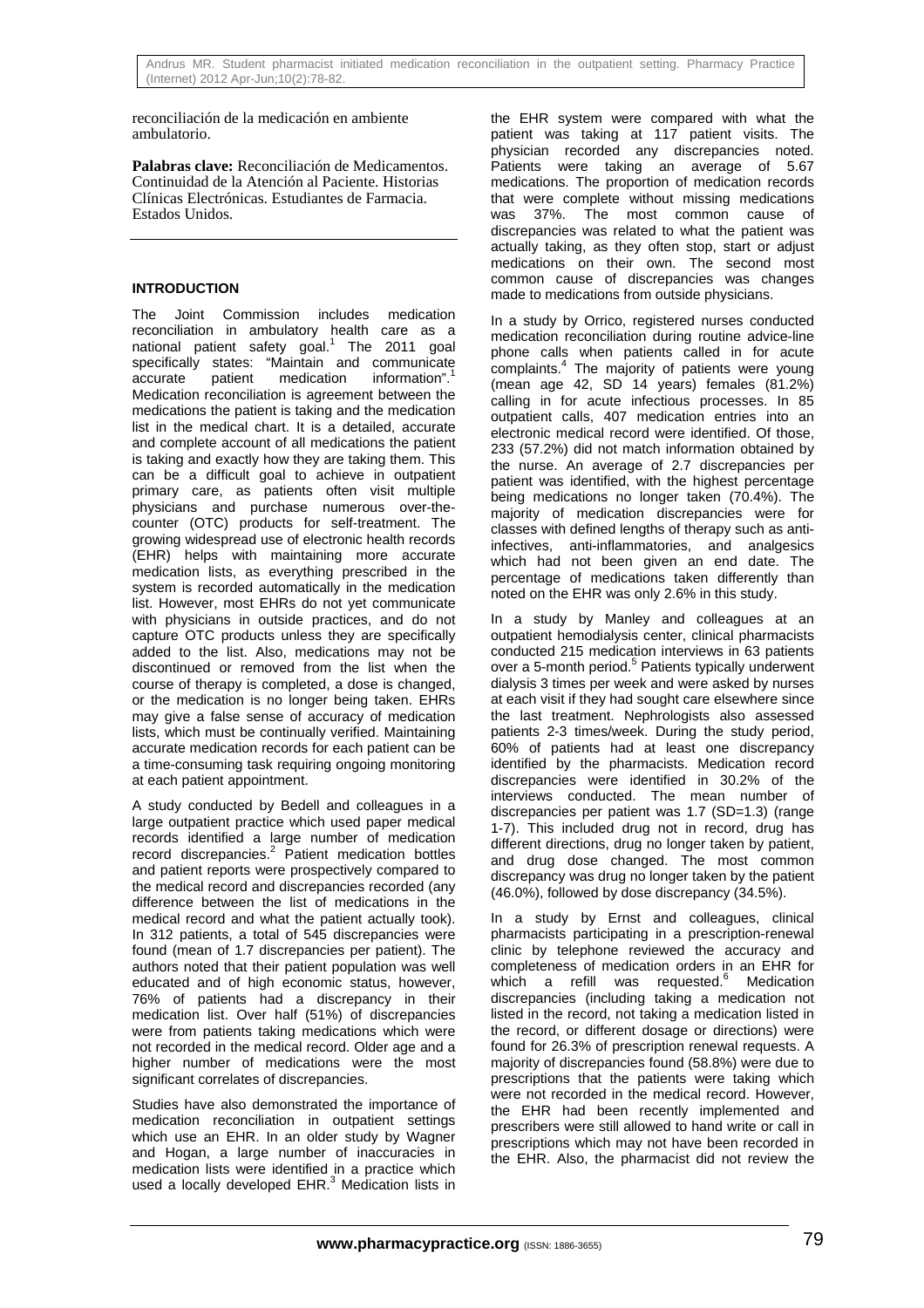reconciliación de la medicación en ambiente ambulatorio.

**Palabras clave:** Reconciliación de Medicamentos. Continuidad de la Atención al Paciente. Historias Clínicas Electrónicas. Estudiantes de Farmacia. Estados Unidos.

## INTRODUCTION

The Joint Commission includes medication reconciliation in ambulatory health care as a national patient safety goal.[1] The 2011 goal specifically states: "Maintain and communicate accurate patient medication information".[1] Medication reconciliation is agreement between the medications the patient is taking and the medication list in the medical chart. It is a detailed, accurate and complete account of all medications the patient is taking and exactly how they are taking them. This can be a difficult goal to achieve in outpatient primary care, as patients often visit multiple physicians and purchase numerous over-the-counter (OTC) products for self-treatment. The growing widespread use of electronic health records (EHR) helps with maintaining more accurate medication lists, as everything prescribed in the system is recorded automatically in the medication list. However, most EHRs do not yet communicate with physicians in outside practices, and do not capture OTC products unless they are specifically added to the list. Also, medications may not be discontinued or removed from the list when the course of therapy is completed, a dose is changed, or the medication is no longer being taken. EHRs may give a false sense of accuracy of medication lists, which must be continually verified. Maintaining accurate medication records for each patient can be a time-consuming task requiring ongoing monitoring at each patient appointment.

A study conducted by Bedell and colleagues in a large outpatient practice which used paper medical records identified a large number of medication record discrepancies.[2] Patient medication bottles and patient reports were prospectively compared to the medical record and discrepancies recorded (any difference between the list of medications in the medical record and what the patient actually took). In 312 patients, a total of 545 discrepancies were found (mean of 1.7 discrepancies per patient). The authors noted that their patient population was well educated and of high economic status, however, 76% of patients had a discrepancy in their medication list. Over half (51%) of discrepancies were from patients taking medications which were not recorded in the medical record. Older age and a higher number of medications were the most significant correlates of discrepancies.

Studies have also demonstrated the importance of medication reconciliation in outpatient settings which use an EHR. In an older study by Wagner and Hogan, a large number of inaccuracies in medication lists were identified in a practice which used a locally developed EHR.[3] Medication lists in the EHR system were compared with what the patient was taking at 117 patient visits. The physician recorded any discrepancies noted. Patients were taking an average of 5.67 medications. The proportion of medication records that were complete without missing medications was 37%. The most common cause of discrepancies was related to what the patient was actually taking, as they often stop, start or adjust medications on their own. The second most common cause of discrepancies was changes made to medications from outside physicians.

In a study by Orrico, registered nurses conducted medication reconciliation during routine advice-line phone calls when patients called in for acute complaints.[4] The majority of patients were young (mean age 42, SD 14 years) females (81.2%) calling in for acute infectious processes. In 85 outpatient calls, 407 medication entries into an electronic medical record were identified. Of those, 233 (57.2%) did not match information obtained by the nurse. An average of 2.7 discrepancies per patient was identified, with the highest percentage being medications no longer taken (70.4%). The majority of medication discrepancies were for classes with defined lengths of therapy such as anti-infectives, anti-inflammatories, and analgesics which had not been given an end date. The percentage of medications taken differently than noted on the EHR was only 2.6% in this study.

In a study by Manley and colleagues at an outpatient hemodialysis center, clinical pharmacists conducted 215 medication interviews in 63 patients over a 5-month period.[5] Patients typically underwent dialysis 3 times per week and were asked by nurses at each visit if they had sought care elsewhere since the last treatment. Nephrologists also assessed patients 2-3 times/week. During the study period, 60% of patients had at least one discrepancy identified by the pharmacists. Medication record discrepancies were identified in 30.2% of the interviews conducted. The mean number of discrepancies per patient was 1.7 (SD=1.3) (range 1-7). This included drug not in record, drug has different directions, drug no longer taken by patient, and drug dose changed. The most common discrepancy was drug no longer taken by the patient (46.0%), followed by dose discrepancy (34.5%).

In a study by Ernst and colleagues, clinical pharmacists participating in a prescription-renewal clinic by telephone reviewed the accuracy and completeness of medication orders in an EHR for which a refill was requested.[6] Medication discrepancies (including taking a medication not listed in the record, not taking a medication listed in the record, or different dosage or directions) were found for 26.3% of prescription renewal requests. A majority of discrepancies found (58.8%) were due to prescriptions that the patients were taking which were not recorded in the medical record. However, the EHR had been recently implemented and prescribers were still allowed to hand write or call in prescriptions which may not have been recorded in the EHR. Also, the pharmacist did not review the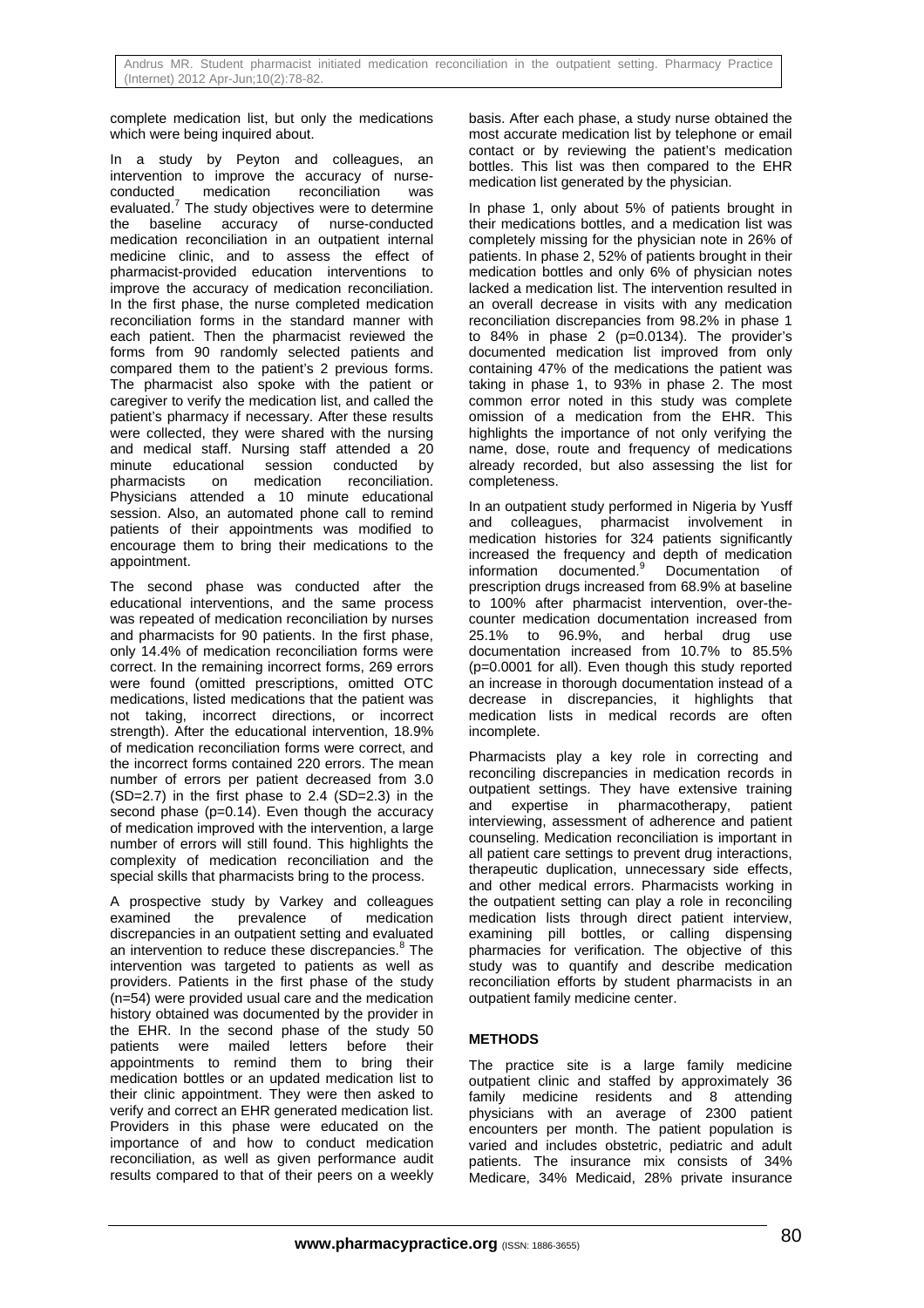complete medication list, but only the medications which were being inquired about.

In a study by Peyton and colleagues, an intervention to improve the accuracy of nurse-conducted medication reconciliation was evaluated.[7] The study objectives were to determine the baseline accuracy of nurse-conducted medication reconciliation in an outpatient internal medicine clinic, and to assess the effect of pharmacist-provided education interventions to improve the accuracy of medication reconciliation. In the first phase, the nurse completed medication reconciliation forms in the standard manner with each patient. Then the pharmacist reviewed the forms from 90 randomly selected patients and compared them to the patient's 2 previous forms. The pharmacist also spoke with the patient or caregiver to verify the medication list, and called the patient's pharmacy if necessary. After these results were collected, they were shared with the nursing and medical staff. Nursing staff attended a 20 minute educational session conducted by pharmacists on medication reconciliation. Physicians attended a 10 minute educational session. Also, an automated phone call to remind patients of their appointments was modified to encourage them to bring their medications to the appointment.

The second phase was conducted after the educational interventions, and the same process was repeated of medication reconciliation by nurses and pharmacists for 90 patients. In the first phase, only 14.4% of medication reconciliation forms were correct. In the remaining incorrect forms, 269 errors were found (omitted prescriptions, omitted OTC medications, listed medications that the patient was not taking, incorrect directions, or incorrect strength). After the educational intervention, 18.9% of medication reconciliation forms were correct, and the incorrect forms contained 220 errors. The mean number of errors per patient decreased from 3.0 (SD=2.7) in the first phase to 2.4 (SD=2.3) in the second phase (p=0.14). Even though the accuracy of medication improved with the intervention, a large number of errors will still found. This highlights the complexity of medication reconciliation and the special skills that pharmacists bring to the process.

A prospective study by Varkey and colleagues examined the prevalence of medication discrepancies in an outpatient setting and evaluated an intervention to reduce these discrepancies.[8] The intervention was targeted to patients as well as providers. Patients in the first phase of the study (n=54) were provided usual care and the medication history obtained was documented by the provider in the EHR. In the second phase of the study 50 patients were mailed letters before their appointments to remind them to bring their medication bottles or an updated medication list to their clinic appointment. They were then asked to verify and correct an EHR generated medication list. Providers in this phase were educated on the importance of and how to conduct medication reconciliation, as well as given performance audit results compared to that of their peers on a weekly basis. After each phase, a study nurse obtained the most accurate medication list by telephone or email contact or by reviewing the patient's medication bottles. This list was then compared to the EHR medication list generated by the physician.

In phase 1, only about 5% of patients brought in their medications bottles, and a medication list was completely missing for the physician note in 26% of patients. In phase 2, 52% of patients brought in their medication bottles and only 6% of physician notes lacked a medication list. The intervention resulted in an overall decrease in visits with any medication reconciliation discrepancies from 98.2% in phase 1 to 84% in phase 2 (p=0.0134). The provider's documented medication list improved from only containing 47% of the medications the patient was taking in phase 1, to 93% in phase 2. The most common error noted in this study was complete omission of a medication from the EHR. This highlights the importance of not only verifying the name, dose, route and frequency of medications already recorded, but also assessing the list for completeness.

In an outpatient study performed in Nigeria by Yusff and colleagues, pharmacist involvement in medication histories for 324 patients significantly increased the frequency and depth of medication information documented.[9] Documentation of prescription drugs increased from 68.9% at baseline to 100% after pharmacist intervention, over-the-counter medication documentation increased from 25.1% to 96.9%, and herbal drug use documentation increased from 10.7% to 85.5% (p=0.0001 for all). Even though this study reported an increase in thorough documentation instead of a decrease in discrepancies, it highlights that medication lists in medical records are often incomplete.

Pharmacists play a key role in correcting and reconciling discrepancies in medication records in outpatient settings. They have extensive training and expertise in pharmacotherapy, patient interviewing, assessment of adherence and patient counseling. Medication reconciliation is important in all patient care settings to prevent drug interactions, therapeutic duplication, unnecessary side effects, and other medical errors. Pharmacists working in the outpatient setting can play a role in reconciling medication lists through direct patient interview, examining pill bottles, or calling dispensing pharmacies for verification. The objective of this study was to quantify and describe medication reconciliation efforts by student pharmacists in an outpatient family medicine center.

## METHODS

The practice site is a large family medicine outpatient clinic and staffed by approximately 36 family medicine residents and 8 attending physicians with an average of 2300 patient encounters per month. The patient population is varied and includes obstetric, pediatric and adult patients. The insurance mix consists of 34% Medicare, 34% Medicaid, 28% private insurance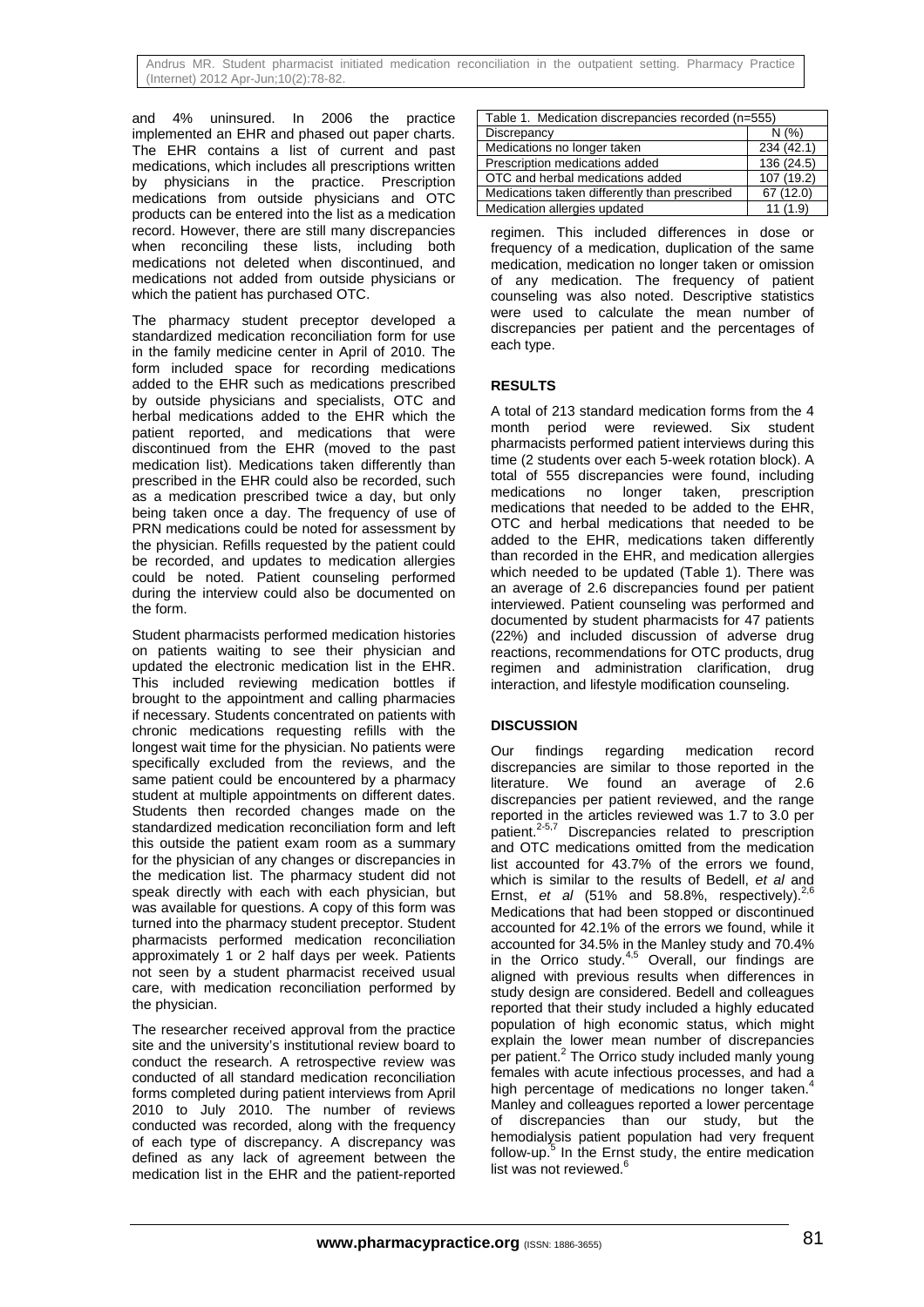and 4% uninsured. In 2006 the practice implemented an EHR and phased out paper charts. The EHR contains a list of current and past medications, which includes all prescriptions written by physicians in the practice. Prescription medications from outside physicians and OTC products can be entered into the list as a medication record. However, there are still many discrepancies when reconciling these lists, including both medications not deleted when discontinued, and medications not added from outside physicians or which the patient has purchased OTC.

The pharmacy student preceptor developed a standardized medication reconciliation form for use in the family medicine center in April of 2010. The form included space for recording medications added to the EHR such as medications prescribed by outside physicians and specialists, OTC and herbal medications added to the EHR which the patient reported, and medications that were discontinued from the EHR (moved to the past medication list). Medications taken differently than prescribed in the EHR could also be recorded, such as a medication prescribed twice a day, but only being taken once a day. The frequency of use of PRN medications could be noted for assessment by the physician. Refills requested by the patient could be recorded, and updates to medication allergies could be noted. Patient counseling performed during the interview could also be documented on the form.

Student pharmacists performed medication histories on patients waiting to see their physician and updated the electronic medication list in the EHR. This included reviewing medication bottles if brought to the appointment and calling pharmacies if necessary. Students concentrated on patients with chronic medications requesting refills with the longest wait time for the physician. No patients were specifically excluded from the reviews, and the same patient could be encountered by a pharmacy student at multiple appointments on different dates. Students then recorded changes made on the standardized medication reconciliation form and left this outside the patient exam room as a summary for the physician of any changes or discrepancies in the medication list. The pharmacy student did not speak directly with each with each physician, but was available for questions. A copy of this form was turned into the pharmacy student preceptor. Student pharmacists performed medication reconciliation approximately 1 or 2 half days per week. Patients not seen by a student pharmacist received usual care, with medication reconciliation performed by the physician.

The researcher received approval from the practice site and the university's institutional review board to conduct the research. A retrospective review was conducted of all standard medication reconciliation forms completed during patient interviews from April 2010 to July 2010. The number of reviews conducted was recorded, along with the frequency of each type of discrepancy. A discrepancy was defined as any lack of agreement between the medication list in the EHR and the patient-reported regimen. This included differences in dose or frequency of a medication, duplication of the same medication, medication no longer taken or omission of any medication. The frequency of patient counseling was also noted. Descriptive statistics were used to calculate the mean number of discrepancies per patient and the percentages of each type.

Table 1. Medication discrepancies recorded (n=555)

| Discrepancy | N (%) |
|---|---|
| Medications no longer taken | 234 (42.1) |
| Prescription medications added | 136 (24.5) |
| OTC and herbal medications added | 107 (19.2) |
| Medications taken differently than prescribed | 67 (12.0) |
| Medication allergies updated | 11 (1.9) |

## RESULTS

A total of 213 standard medication forms from the 4 month period were reviewed. Six student pharmacists performed patient interviews during this time (2 students over each 5-week rotation block). A total of 555 discrepancies were found, including medications no longer taken, prescription medications that needed to be added to the EHR, OTC and herbal medications that needed to be added to the EHR, medications taken differently than recorded in the EHR, and medication allergies which needed to be updated (Table 1). There was an average of 2.6 discrepancies found per patient interviewed. Patient counseling was performed and documented by student pharmacists for 47 patients (22%) and included discussion of adverse drug reactions, recommendations for OTC products, drug regimen and administration clarification, drug interaction, and lifestyle modification counseling.

## DISCUSSION

Our findings regarding medication record discrepancies are similar to those reported in the literature. We found an average of 2.6 discrepancies per patient reviewed, and the range reported in the articles reviewed was 1.7 to 3.0 per patient.[2-5,7] Discrepancies related to prescription and OTC medications omitted from the medication list accounted for 43.7% of the errors we found, which is similar to the results of Bedell, *et al* and Ernst, *et al* (51% and 58.8%, respectively).[2,6] Medications that had been stopped or discontinued accounted for 42.1% of the errors we found, while it accounted for 34.5% in the Manley study and 70.4% in the Orrico study.[4,5] Overall, our findings are aligned with previous results when differences in study design are considered. Bedell and colleagues reported that their study included a highly educated population of high economic status, which might explain the lower mean number of discrepancies per patient.[2] The Orrico study included manly young females with acute infectious processes, and had a high percentage of medications no longer taken.[4] Manley and colleagues reported a lower percentage of discrepancies than our study, but the hemodialysis patient population had very frequent follow-up.[5] In the Ernst study, the entire medication list was not reviewed.[6]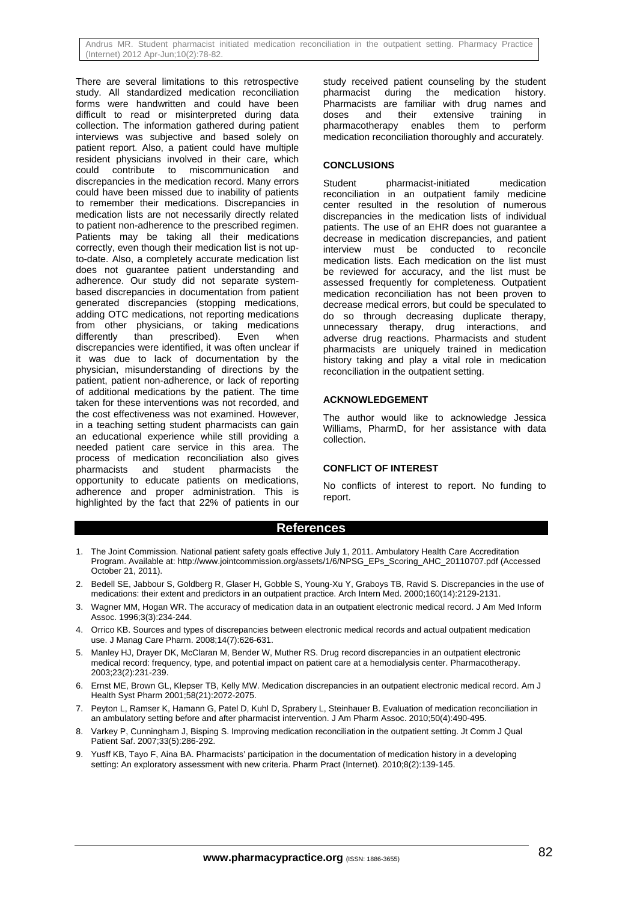There are several limitations to this retrospective study. All standardized medication reconciliation forms were handwritten and could have been difficult to read or misinterpreted during data collection. The information gathered during patient interviews was subjective and based solely on patient report. Also, a patient could have multiple resident physicians involved in their care, which could contribute to miscommunication and discrepancies in the medication record. Many errors could have been missed due to inability of patients to remember their medications. Discrepancies in medication lists are not necessarily directly related to patient non-adherence to the prescribed regimen. Patients may be taking all their medications correctly, even though their medication list is not up-to-date. Also, a completely accurate medication list does not guarantee patient understanding and adherence. Our study did not separate system-based discrepancies in documentation from patient generated discrepancies (stopping medications, adding OTC medications, not reporting medications from other physicians, or taking medications differently than prescribed). Even when discrepancies were identified, it was often unclear if it was due to lack of documentation by the physician, misunderstanding of directions by the patient, patient non-adherence, or lack of reporting of additional medications by the patient. The time taken for these interventions was not recorded, and the cost effectiveness was not examined. However, in a teaching setting student pharmacists can gain an educational experience while still providing a needed patient care service in this area. The process of medication reconciliation also gives pharmacists and student pharmacists the opportunity to educate patients on medications, adherence and proper administration. This is highlighted by the fact that 22% of patients in our study received patient counseling by the student pharmacist during the medication history. Pharmacists are familiar with drug names and doses and their extensive training in pharmacotherapy enables them to perform medication reconciliation thoroughly and accurately.

## CONCLUSIONS

Student pharmacist-initiated medication reconciliation in an outpatient family medicine center resulted in the resolution of numerous discrepancies in the medication lists of individual patients. The use of an EHR does not guarantee a decrease in medication discrepancies, and patient interview must be conducted to reconcile medication lists. Each medication on the list must be reviewed for accuracy, and the list must be assessed frequently for completeness. Outpatient medication reconciliation has not been proven to decrease medical errors, but could be speculated to do so through decreasing duplicate therapy, unnecessary therapy, drug interactions, and adverse drug reactions. Pharmacists and student pharmacists are uniquely trained in medication history taking and play a vital role in medication reconciliation in the outpatient setting.

## ACKNOWLEDGEMENT

The author would like to acknowledge Jessica Williams, PharmD, for her assistance with data collection.

## CONFLICT OF INTEREST

No conflicts of interest to report. No funding to report.

## References

1. The Joint Commission. National patient safety goals effective July 1, 2011. Ambulatory Health Care Accreditation Program. Available at: http://www.jointcommission.org/assets/1/6/NPSG_EPs_Scoring_AHC_20110707.pdf (Accessed October 21, 2011).
2. Bedell SE, Jabbour S, Goldberg R, Glaser H, Gobble S, Young-Xu Y, Graboys TB, Ravid S. Discrepancies in the use of medications: their extent and predictors in an outpatient practice. Arch Intern Med. 2000;160(14):2129-2131.
3. Wagner MM, Hogan WR. The accuracy of medication data in an outpatient electronic medical record. J Am Med Inform Assoc. 1996;3(3):234-244.
4. Orrico KB. Sources and types of discrepancies between electronic medical records and actual outpatient medication use. J Manag Care Pharm. 2008;14(7):626-631.
5. Manley HJ, Drayer DK, McClaran M, Bender W, Muther RS. Drug record discrepancies in an outpatient electronic medical record: frequency, type, and potential impact on patient care at a hemodialysis center. Pharmacotherapy. 2003;23(2):231-239.
6. Ernst ME, Brown GL, Klepser TB, Kelly MW. Medication discrepancies in an outpatient electronic medical record. Am J Health Syst Pharm 2001;58(21):2072-2075.
7. Peyton L, Ramser K, Hamann G, Patel D, Kuhl D, Sprabery L, Steinhauer B. Evaluation of medication reconciliation in an ambulatory setting before and after pharmacist intervention. J Am Pharm Assoc. 2010;50(4):490-495.
8. Varkey P, Cunningham J, Bisping S. Improving medication reconciliation in the outpatient setting. Jt Comm J Qual Patient Saf. 2007;33(5):286-292.
9. Yusff KB, Tayo F, Aina BA. Pharmacists' participation in the documentation of medication history in a developing setting: An exploratory assessment with new criteria. Pharm Pract (Internet). 2010;8(2):139-145.